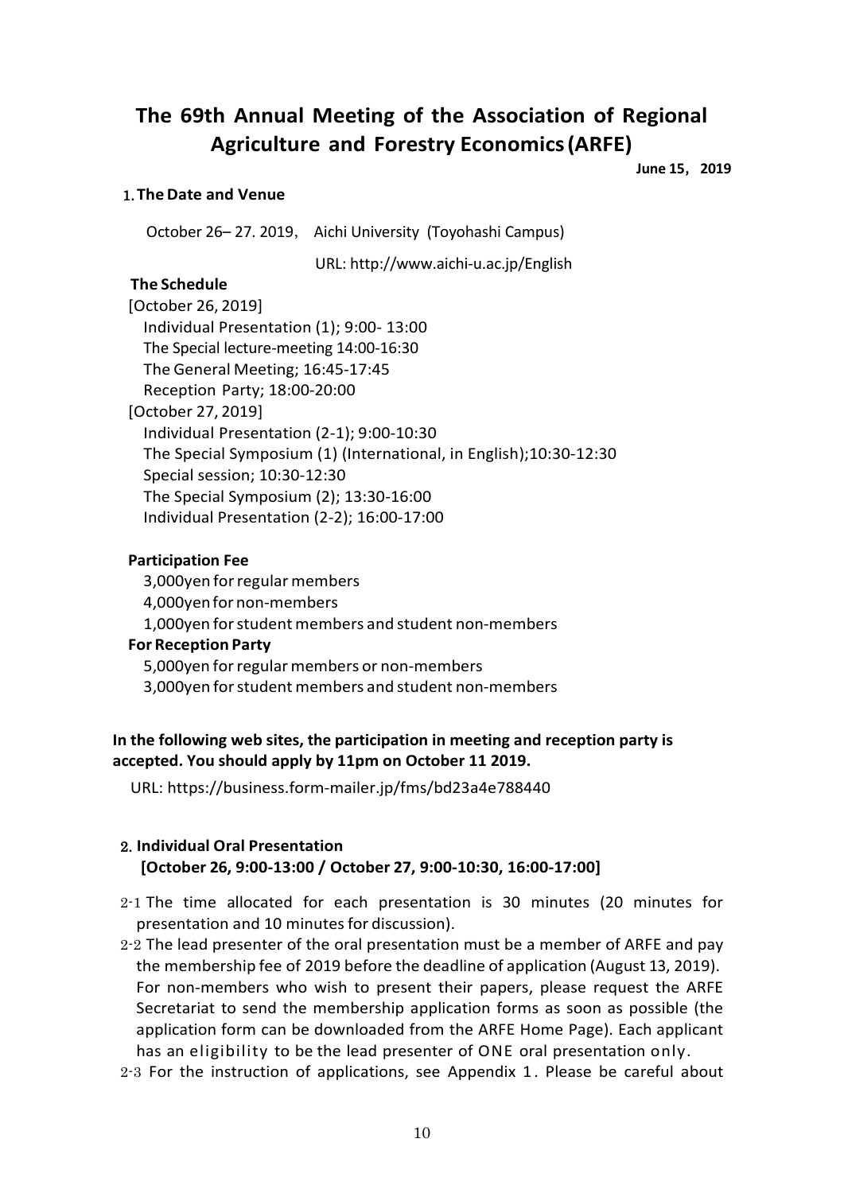# The 69th Annual Meeting of the Association of Regional Agriculture and Forestry Economics (ARFE)

**June 15, 2019**

## 1. The Date and Venue

October 26– 27. 2019, Aichi University (Toyohashi Campus)

URL: http://www.aichi-u.ac.jp/English

### The Schedule

[October 26, 2019]

Individual Presentation (1); 9:00- 13:00

The Special lecture-meeting 14:00-16:30

The General Meeting; 16:45-17:45

Reception Party; 18:00-20:00

[October 27, 2019]

Individual Presentation (2-1); 9:00-10:30

The Special Symposium (1) (International, in English);10:30-12:30

Special session; 10:30-12:30

The Special Symposium (2); 13:30-16:00

Individual Presentation (2-2); 16:00-17:00

### Participation Fee

3,000yen for regular members

4,000yen for non-members

1,000yen for student members and student non-members

### For Reception Party

5,000yen for regular members or non-members

3,000yen for student members and student non-members

**In the following web sites, the participation in meeting and reception party is accepted. You should apply by 11pm on October 11 2019.**

URL: https://business.form-mailer.jp/fms/bd23a4e788440

## 2. Individual Oral Presentation [October 26, 9:00-13:00 / October 27, 9:00-10:30, 16:00-17:00]

2-1 The time allocated for each presentation is 30 minutes (20 minutes for presentation and 10 minutes for discussion).

2-2 The lead presenter of the oral presentation must be a member of ARFE and pay the membership fee of 2019 before the deadline of application (August 13, 2019). For non-members who wish to present their papers, please request the ARFE Secretariat to send the membership application forms as soon as possible (the application form can be downloaded from the ARFE Home Page). Each applicant has an eligibility to be the lead presenter of ONE oral presentation only.

2-3 For the instruction of applications, see Appendix 1. Please be careful about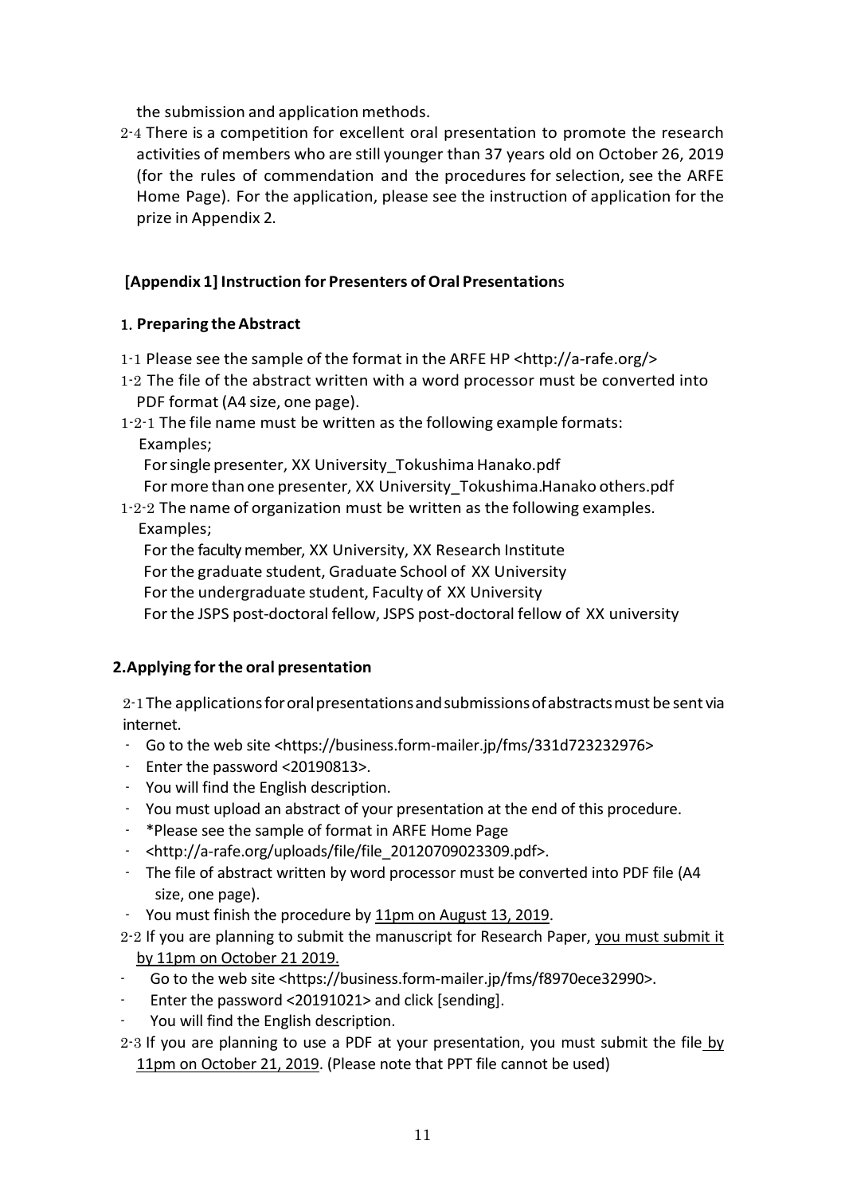the submission and application methods.

2-4 There is a competition for excellent oral presentation to promote the research activities of members who are still younger than 37 years old on October 26, 2019 (for the rules of commendation and the procedures for selection, see the ARFE Home Page). For the application, please see the instruction of application for the prize in Appendix 2.

## [Appendix 1] Instruction for Presenters of Oral Presentations

### 1. Preparing the Abstract

1-1 Please see the sample of the format in the ARFE HP <http://a-rafe.org/>

1-2 The file of the abstract written with a word processor must be converted into PDF format (A4 size, one page).

1-2-1 The file name must be written as the following example formats:
Examples;
For single presenter, XX University_Tokushima Hanako.pdf
For more than one presenter, XX University_Tokushima.Hanako others.pdf

1-2-2 The name of organization must be written as the following examples.
Examples;
For the faculty member, XX University, XX Research Institute
For the graduate student, Graduate School of XX University
For the undergraduate student, Faculty of XX University
For the JSPS post-doctoral fellow, JSPS post-doctoral fellow of XX university

### 2. Applying for the oral presentation

2-1 The applications for oral presentations and submissions of abstracts must be sent via internet.

- Go to the web site <https://business.form-mailer.jp/fms/331d723232976>
- Enter the password <20190813>.
- You will find the English description.
- You must upload an abstract of your presentation at the end of this procedure.
- *Please see the sample of format in ARFE Home Page
- <http://a-rafe.org/uploads/file/file_20120709023309.pdf>.
- The file of abstract written by word processor must be converted into PDF file (A4 size, one page).
- You must finish the procedure by 11pm on August 13, 2019.

2-2 If you are planning to submit the manuscript for Research Paper, you must submit it by 11pm on October 21 2019.

- Go to the web site <https://business.form-mailer.jp/fms/f8970ece32990>.
- Enter the password <20191021> and click [sending].
- You will find the English description.

2-3 If you are planning to use a PDF at your presentation, you must submit the file by 11pm on October 21, 2019. (Please note that PPT file cannot be used)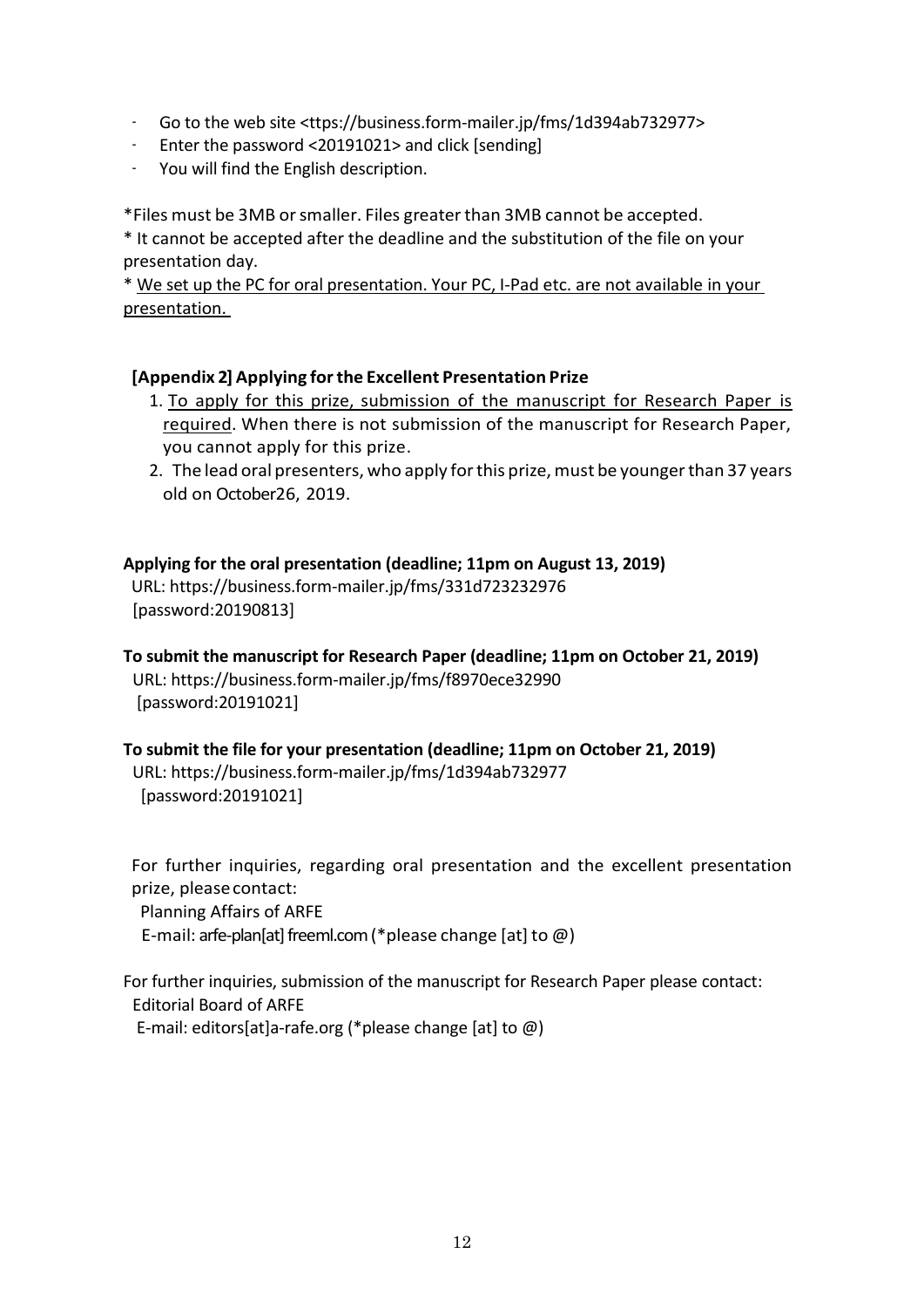- Go to the web site <ttps://business.form-mailer.jp/fms/1d394ab732977>
- Enter the password <20191021> and click [sending]
- You will find the English description.

*Files must be 3MB or smaller. Files greater than 3MB cannot be accepted.

* It cannot be accepted after the deadline and the substitution of the file on your presentation day.

* <u>We set up the PC for oral presentation. Your PC, I-Pad etc. are not available in your presentation.</u>

**[Appendix 2] Applying for the Excellent Presentation Prize**

1. <u>To apply for this prize, submission of the manuscript for Research Paper is required</u>. When there is not submission of the manuscript for Research Paper, you cannot apply for this prize.
2. The lead oral presenters, who apply for this prize, must be younger than 37 years old on October26, 2019.

**Applying for the oral presentation (deadline; 11pm on August 13, 2019)**

URL: https://business.form-mailer.jp/fms/331d723232976
[password:20190813]

**To submit the manuscript for Research Paper (deadline; 11pm on October 21, 2019)**

URL: https://business.form-mailer.jp/fms/f8970ece32990
[password:20191021]

**To submit the file for your presentation (deadline; 11pm on October 21, 2019)**

URL: https://business.form-mailer.jp/fms/1d394ab732977
[password:20191021]

For further inquiries, regarding oral presentation and the excellent presentation prize, please contact:
Planning Affairs of ARFE
E-mail: arfe-plan[at] freeml.com (*please change [at] to @)

For further inquiries, submission of the manuscript for Research Paper please contact:
Editorial Board of ARFE
E-mail: editors[at]a-rafe.org (*please change [at] to @)